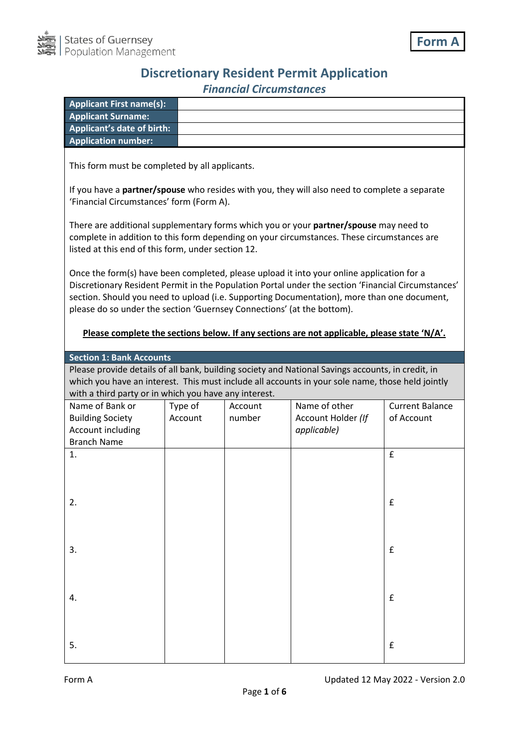States of Guernsey
Population Management

**Form A**

# Discretionary Resident Permit Application

## *Financial Circumstances*

| **Applicant First name(s):** | |
|---|---|
| **Applicant Surname:** | |
| **Applicant's date of birth:** | |
| **Application number:** | |

This form must be completed by all applicants.

If you have a **partner/spouse** who resides with you, they will also need to complete a separate 'Financial Circumstances' form (Form A).

There are additional supplementary forms which you or your **partner/spouse** may need to complete in addition to this form depending on your circumstances. These circumstances are listed at this end of this form, under section 12.

Once the form(s) have been completed, please upload it into your online application for a Discretionary Resident Permit in the Population Portal under the section 'Financial Circumstances' section. Should you need to upload (i.e. Supporting Documentation), more than one document, please do so under the section 'Guernsey Connections' (at the bottom).

**Please complete the sections below. If any sections are not applicable, please state 'N/A'.**

### Section 1: Bank Accounts

Please provide details of all bank, building society and National Savings accounts, in credit, in which you have an interest. This must include all accounts in your sole name, those held jointly with a third party or in which you have any interest.

| Name of Bank or Building Society Account including Branch Name | Type of Account | Account number | Name of other Account Holder *(If applicable)* | Current Balance of Account |
|---|---|---|---|---|
| 1. | | | | £ |
| 2. | | | | £ |
| 3. | | | | £ |
| 4. | | | | £ |
| 5. | | | | £ |

Form A Updated 12 May 2022 - Version 2.0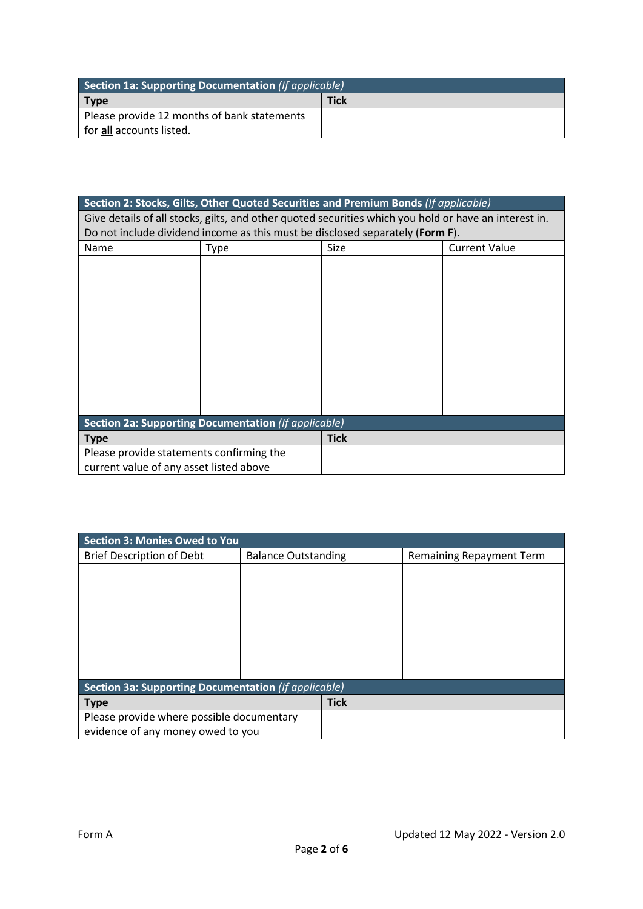| **Section 1a: Supporting Documentation** *(If applicable)* | |
|---|---|
| **Type** | **Tick** |
| Please provide 12 months of bank statements for **all** accounts listed. | |

| **Section 2: Stocks, Gilts, Other Quoted Securities and Premium Bonds** *(If applicable)* | | | |
|---|---|---|---|
| Give details of all stocks, gilts, and other quoted securities which you hold or have an interest in. Do not include dividend income as this must be disclosed separately (**Form F**). | | | |
| Name | Type | Size | Current Value |
| | | | |

| **Section 2a: Supporting Documentation** *(If applicable)* | |
|---|---|
| **Type** | **Tick** |
| Please provide statements confirming the current value of any asset listed above | |

| **Section 3: Monies Owed to You** | | |
|---|---|---|
| Brief Description of Debt | Balance Outstanding | Remaining Repayment Term |
| | | |

| **Section 3a: Supporting Documentation** *(If applicable)* | |
|---|---|
| **Type** | **Tick** |
| Please provide where possible documentary evidence of any money owed to you | |

Form A

Updated 12 May 2022 - Version 2.0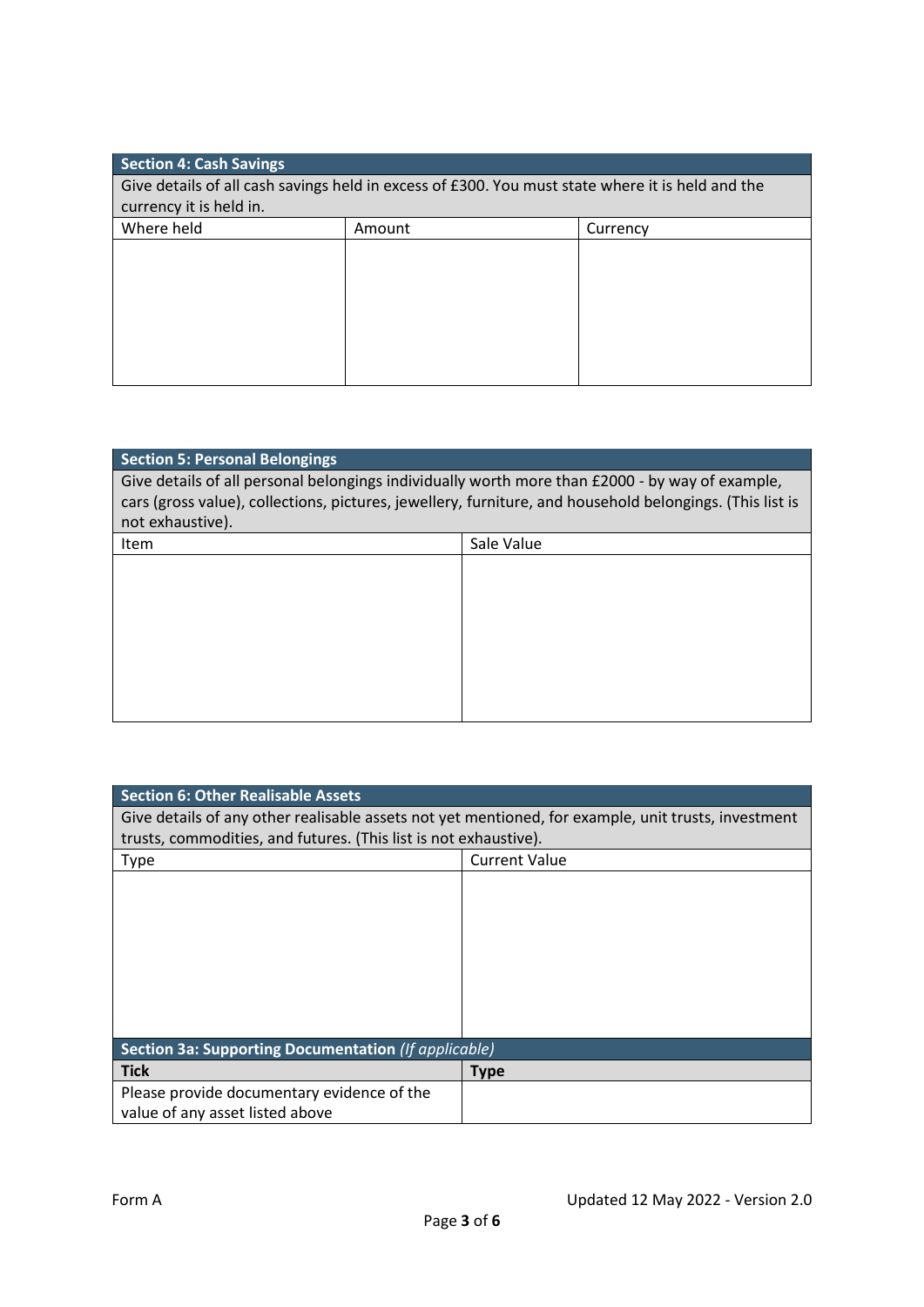## Section 4: Cash Savings

Give details of all cash savings held in excess of £300. You must state where it is held and the currency it is held in.

| Where held | Amount | Currency |
| --- | --- | --- |
| | | |

## Section 5: Personal Belongings

Give details of all personal belongings individually worth more than £2000 - by way of example, cars (gross value), collections, pictures, jewellery, furniture, and household belongings. (This list is not exhaustive).

| Item | Sale Value |
| --- | --- |
| | |

## Section 6: Other Realisable Assets

Give details of any other realisable assets not yet mentioned, for example, unit trusts, investment trusts, commodities, and futures. (This list is not exhaustive).

| Type | Current Value |
| --- | --- |
| | |

## Section 3a: Supporting Documentation *(If applicable)*

| **Tick** | **Type** |
| --- | --- |
| Please provide documentary evidence of the value of any asset listed above | |

Form A

Updated 12 May 2022 - Version 2.0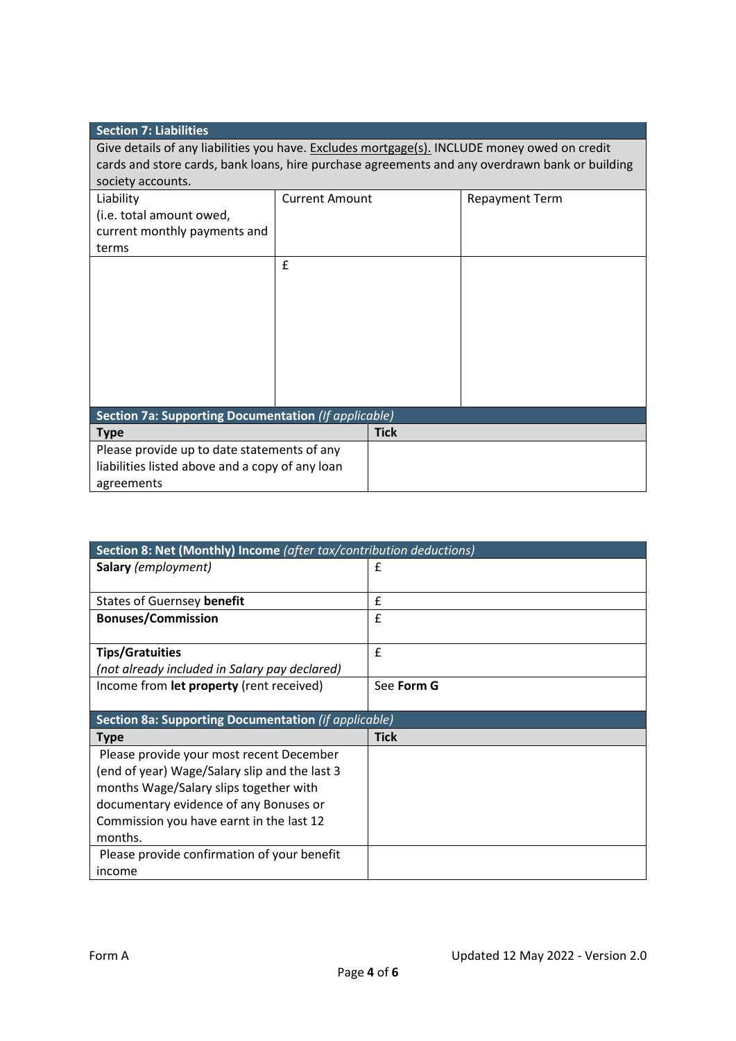| **Section 7: Liabilities** | | |
|---|---|---|
| Give details of any liabilities you have. Excludes mortgage(s). INCLUDE money owed on credit cards and store cards, bank loans, hire purchase agreements and any overdrawn bank or building society accounts. | | |
| Liability (i.e. total amount owed, current monthly payments and terms | Current Amount | Repayment Term |
| | £ | |

| **Section 7a: Supporting Documentation** *(If applicable)* | |
|---|---|
| **Type** | **Tick** |
| Please provide up to date statements of any liabilities listed above and a copy of any loan agreements | |

| **Section 8: Net (Monthly) Income** *(after tax/contribution deductions)* | |
|---|---|
| **Salary** *(employment)* | £ |
| States of Guernsey **benefit** | £ |
| **Bonuses/Commission** | £ |
| **Tips/Gratuities** *(not already included in Salary pay declared)* | £ |
| Income from **let property** (rent received) | See **Form G** |

| **Section 8a: Supporting Documentation** *(if applicable)* | |
|---|---|
| **Type** | **Tick** |
| Please provide your most recent December (end of year) Wage/Salary slip and the last 3 months Wage/Salary slips together with documentary evidence of any Bonuses or Commission you have earnt in the last 12 months. | |
| Please provide confirmation of your benefit income | |

Form A — Updated 12 May 2022 - Version 2.0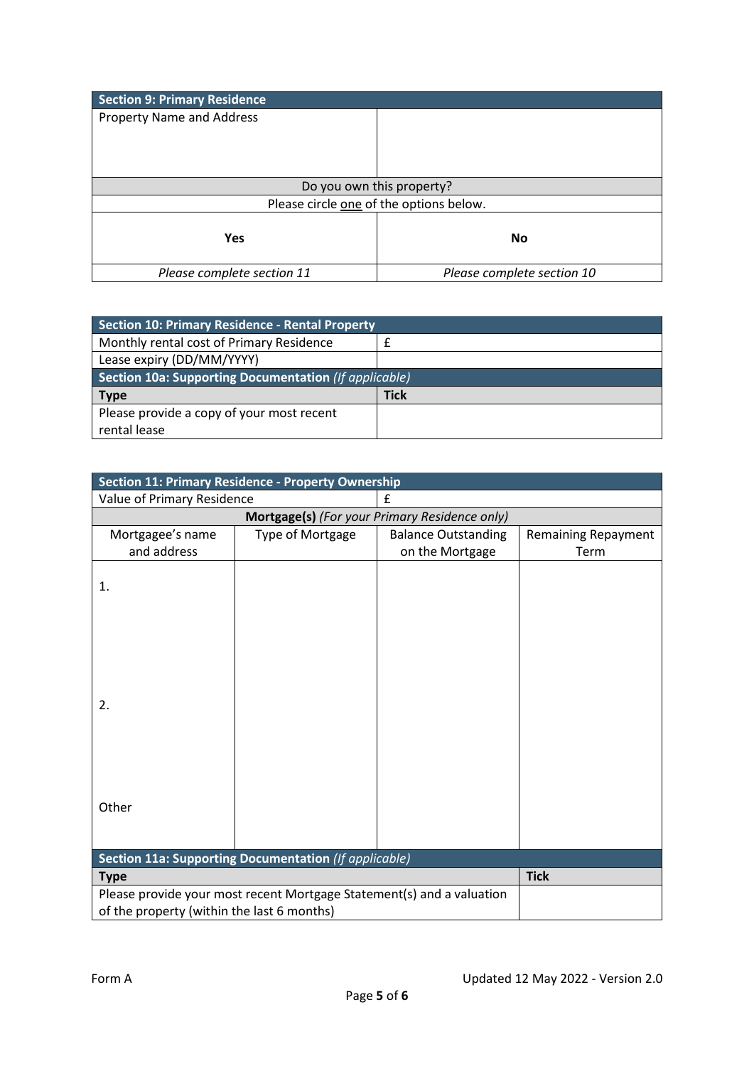| Section 9: Primary Residence | |
|---|---|
| Property Name and Address | |
| Do you own this property? | |
| Please circle <u>one</u> of the options below. | |
| **Yes** | **No** |
| *Please complete section 11* | *Please complete section 10* |

| Section 10: Primary Residence - Rental Property | |
|---|---|
| Monthly rental cost of Primary Residence | £ |
| Lease expiry (DD/MM/YYYY) | |
| **Section 10a: Supporting Documentation** *(If applicable)* | |
| **Type** | **Tick** |
| Please provide a copy of your most recent rental lease | |

| Section 11: Primary Residence - Property Ownership | | | |
|---|---|---|---|
| Value of Primary Residence | | £ | |
| **Mortgage(s)** *(For your Primary Residence only)* | | | |
| Mortgagee's name and address | Type of Mortgage | Balance Outstanding on the Mortgage | Remaining Repayment Term |
| 1. | | | |
| 2. | | | |
| Other | | | |
| **Section 11a: Supporting Documentation** *(If applicable)* | | | |
| **Type** | | | **Tick** |
| Please provide your most recent Mortgage Statement(s) and a valuation of the property (within the last 6 months) | | | |

Form A

Updated 12 May 2022 - Version 2.0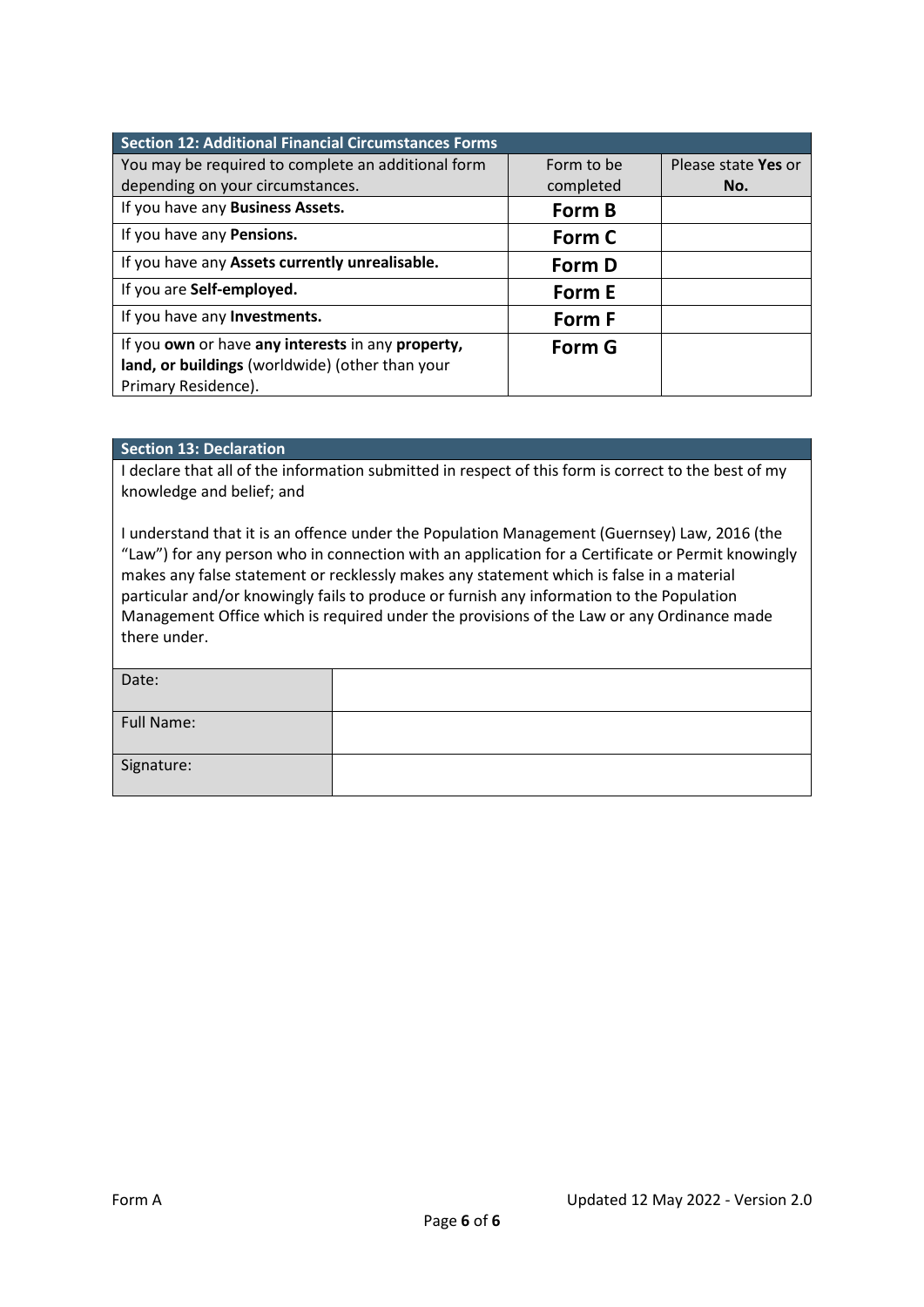## Section 12: Additional Financial Circumstances Forms

| You may be required to complete an additional form depending on your circumstances. | Form to be completed | Please state **Yes** or **No.** |
|---|---|---|
| If you have any **Business Assets.** | **Form B** | |
| If you have any **Pensions.** | **Form C** | |
| If you have any **Assets currently unrealisable.** | **Form D** | |
| If you are **Self-employed.** | **Form E** | |
| If you have any **Investments.** | **Form F** | |
| If you **own** or have **any interests** in any **property, land, or buildings** (worldwide) (other than your Primary Residence). | **Form G** | |

## Section 13: Declaration

I declare that all of the information submitted in respect of this form is correct to the best of my knowledge and belief; and

I understand that it is an offence under the Population Management (Guernsey) Law, 2016 (the "Law") for any person who in connection with an application for a Certificate or Permit knowingly makes any false statement or recklessly makes any statement which is false in a material particular and/or knowingly fails to produce or furnish any information to the Population Management Office which is required under the provisions of the Law or any Ordinance made there under.

| | |
|---|---|
| Date: | |
| Full Name: | |
| Signature: | |

Form A — Updated 12 May 2022 - Version 2.0